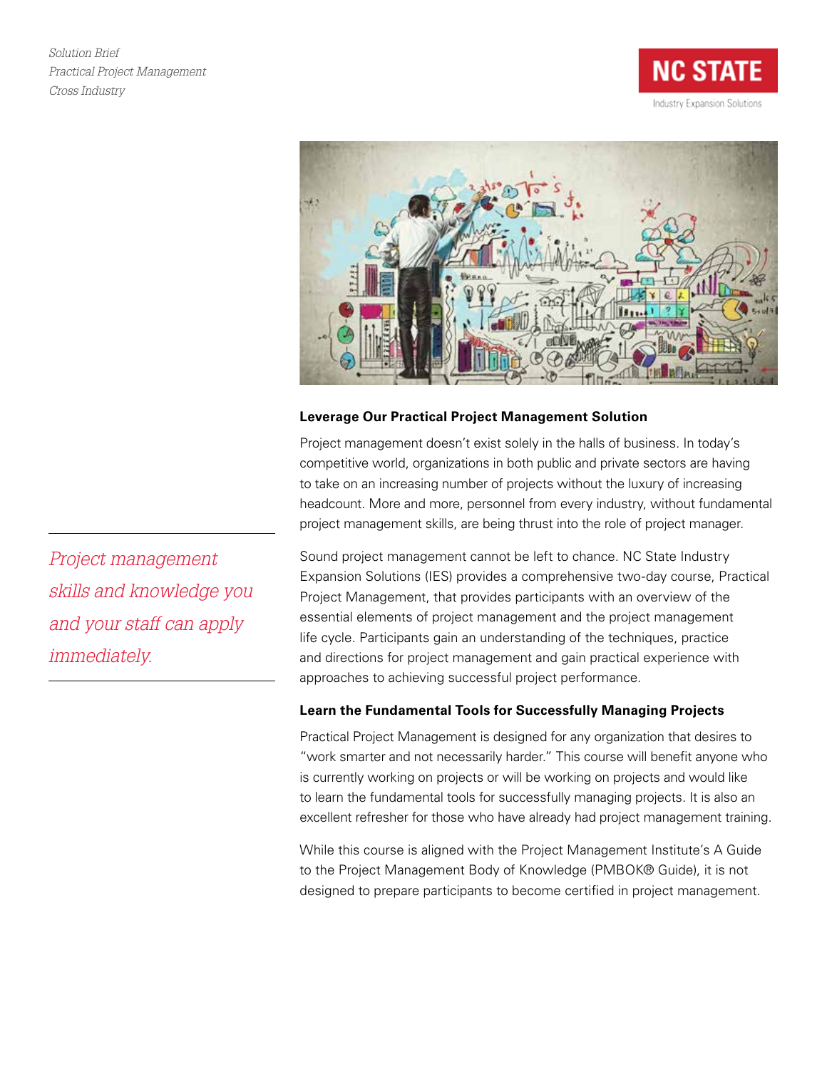*Solution Brief*
*Practical Project Management*
*Cross Industry*

NC STATE
Industry Expansion Solutions

### Leverage Our Practical Project Management Solution

Project management doesn't exist solely in the halls of business. In today's competitive world, organizations in both public and private sectors are having to take on an increasing number of projects without the luxury of increasing headcount. More and more, personnel from every industry, without fundamental project management skills, are being thrust into the role of project manager.

*Project management skills and knowledge you and your staff can apply immediately.*

Sound project management cannot be left to chance. NC State Industry Expansion Solutions (IES) provides a comprehensive two-day course, Practical Project Management, that provides participants with an overview of the essential elements of project management and the project management life cycle. Participants gain an understanding of the techniques, practice and directions for project management and gain practical experience with approaches to achieving successful project performance.

### Learn the Fundamental Tools for Successfully Managing Projects

Practical Project Management is designed for any organization that desires to "work smarter and not necessarily harder." This course will benefit anyone who is currently working on projects or will be working on projects and would like to learn the fundamental tools for successfully managing projects. It is also an excellent refresher for those who have already had project management training.

While this course is aligned with the Project Management Institute's A Guide to the Project Management Body of Knowledge (PMBOK® Guide), it is not designed to prepare participants to become certified in project management.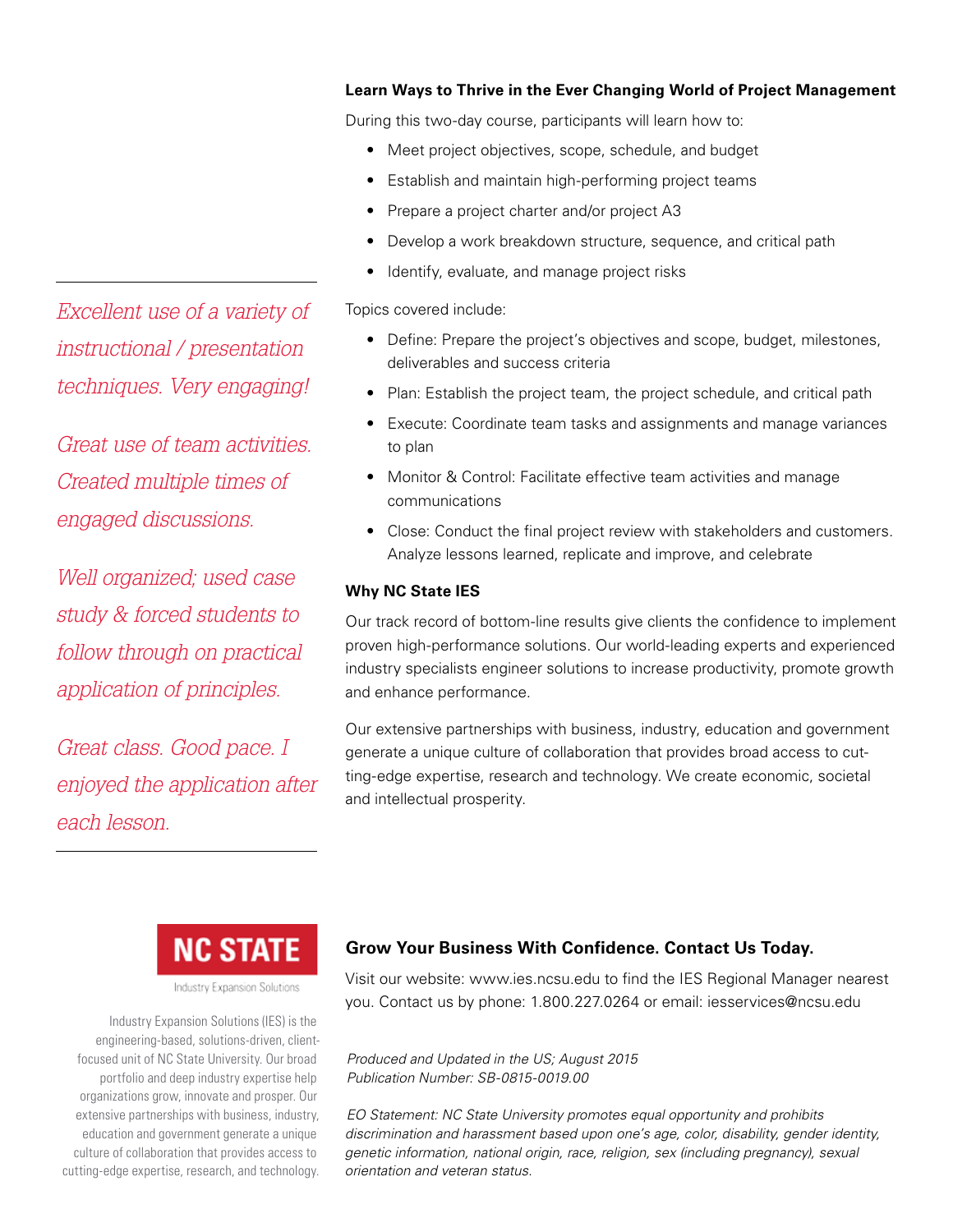*Excellent use of a variety of instructional / presentation techniques. Very engaging!*

*Great use of team activities. Created multiple times of engaged discussions.*

*Well organized; used case study & forced students to follow through on practical application of principles.*

*Great class. Good pace. I enjoyed the application after each lesson.*

### Learn Ways to Thrive in the Ever Changing World of Project Management

During this two-day course, participants will learn how to:

- Meet project objectives, scope, schedule, and budget
- Establish and maintain high-performing project teams
- Prepare a project charter and/or project A3
- Develop a work breakdown structure, sequence, and critical path
- Identify, evaluate, and manage project risks

Topics covered include:

- Define: Prepare the project's objectives and scope, budget, milestones, deliverables and success criteria
- Plan: Establish the project team, the project schedule, and critical path
- Execute: Coordinate team tasks and assignments and manage variances to plan
- Monitor & Control: Facilitate effective team activities and manage communications
- Close: Conduct the final project review with stakeholders and customers. Analyze lessons learned, replicate and improve, and celebrate

### Why NC State IES

Our track record of bottom-line results give clients the confidence to implement proven high-performance solutions. Our world-leading experts and experienced industry specialists engineer solutions to increase productivity, promote growth and enhance performance.

Our extensive partnerships with business, industry, education and government generate a unique culture of collaboration that provides broad access to cutting-edge expertise, research and technology. We create economic, societal and intellectual prosperity.

**NC STATE**
Industry Expansion Solutions

Industry Expansion Solutions (IES) is the engineering-based, solutions-driven, client-focused unit of NC State University. Our broad portfolio and deep industry expertise help organizations grow, innovate and prosper. Our extensive partnerships with business, industry, education and government generate a unique culture of collaboration that provides access to cutting-edge expertise, research, and technology.

### Grow Your Business With Confidence. Contact Us Today.

Visit our website: www.ies.ncsu.edu to find the IES Regional Manager nearest you. Contact us by phone: 1.800.227.0264 or email: iesservices@ncsu.edu

*Produced and Updated in the US; August 2015*
*Publication Number: SB-0815-0019.00*

*EO Statement: NC State University promotes equal opportunity and prohibits discrimination and harassment based upon one's age, color, disability, gender identity, genetic information, national origin, race, religion, sex (including pregnancy), sexual orientation and veteran status.*